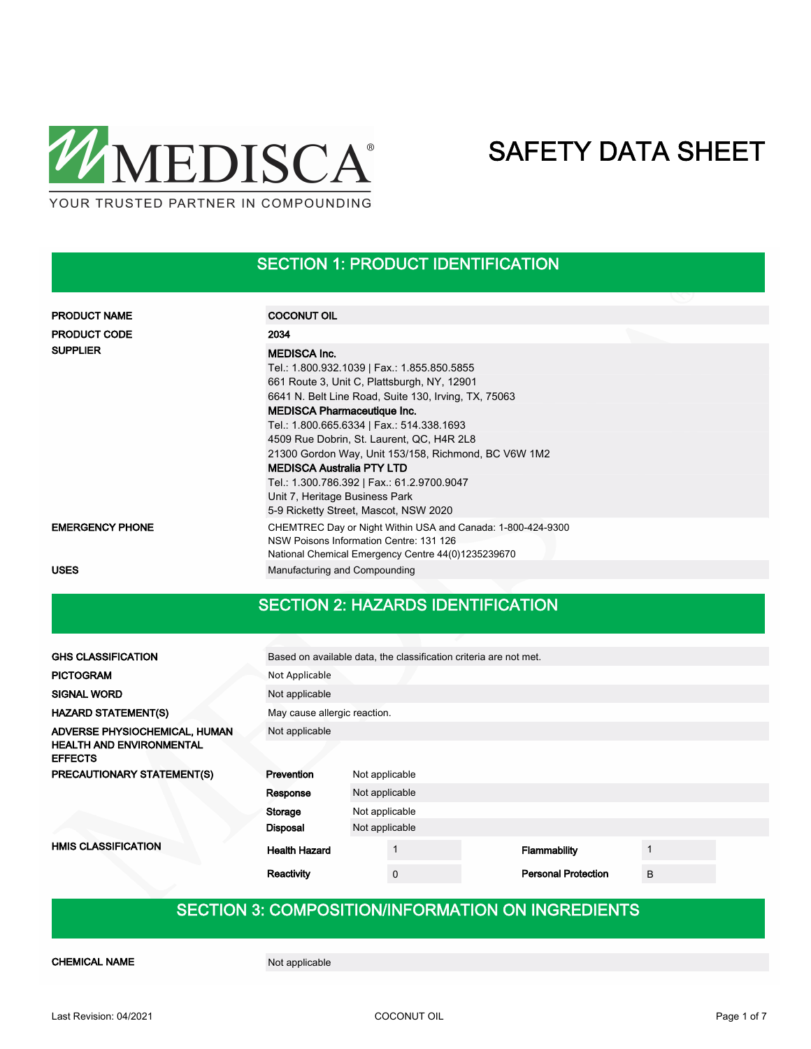MEDISCA®

YOUR TRUSTED PARTNER IN COMPOUNDING

# SAFETY DATA SHEET

## SECTION 1: PRODUCT IDENTIFICATION

| | |
|---|---|
| **PRODUCT NAME** | **COCONUT OIL** |
| **PRODUCT CODE** | **2034** |
| **SUPPLIER** | **MEDISCA Inc.**<br>Tel.: 1.800.932.1039 \| Fax.: 1.855.850.5855<br>661 Route 3, Unit C, Plattsburgh, NY, 12901<br>6641 N. Belt Line Road, Suite 130, Irving, TX, 75063<br>**MEDISCA Pharmaceutique Inc.**<br>Tel.: 1.800.665.6334 \| Fax.: 514.338.1693<br>4509 Rue Dobrin, St. Laurent, QC, H4R 2L8<br>21300 Gordon Way, Unit 153/158, Richmond, BC V6W 1M2<br>**MEDISCA Australia PTY LTD**<br>Tel.: 1.300.786.392 \| Fax.: 61.2.9700.9047<br>Unit 7, Heritage Business Park<br>5-9 Ricketty Street, Mascot, NSW 2020 |
| **EMERGENCY PHONE** | CHEMTREC Day or Night Within USA and Canada: 1-800-424-9300<br>NSW Poisons Information Centre: 131 126<br>National Chemical Emergency Centre 44(0)1235239670 |
| **USES** | Manufacturing and Compounding |

## SECTION 2: HAZARDS IDENTIFICATION

| | |
|---|---|
| **GHS CLASSIFICATION** | Based on available data, the classification criteria are not met. |
| **PICTOGRAM** | Not Applicable |
| **SIGNAL WORD** | Not applicable |
| **HAZARD STATEMENT(S)** | May cause allergic reaction. |
| **ADVERSE PHYSIOCHEMICAL, HUMAN HEALTH AND ENVIRONMENTAL EFFECTS** | Not applicable |

**PRECAUTIONARY STATEMENT(S)**

| | |
|---|---|
| **Prevention** | Not applicable |
| **Response** | Not applicable |
| **Storage** | Not applicable |
| **Disposal** | Not applicable |

**HMIS CLASSIFICATION**

| | | | |
|---|---|---|---|
| **Health Hazard** | 1 | **Flammability** | 1 |
| **Reactivity** | 0 | **Personal Protection** | B |

## SECTION 3: COMPOSITION/INFORMATION ON INGREDIENTS

| | |
|---|---|
| **CHEMICAL NAME** | Not applicable |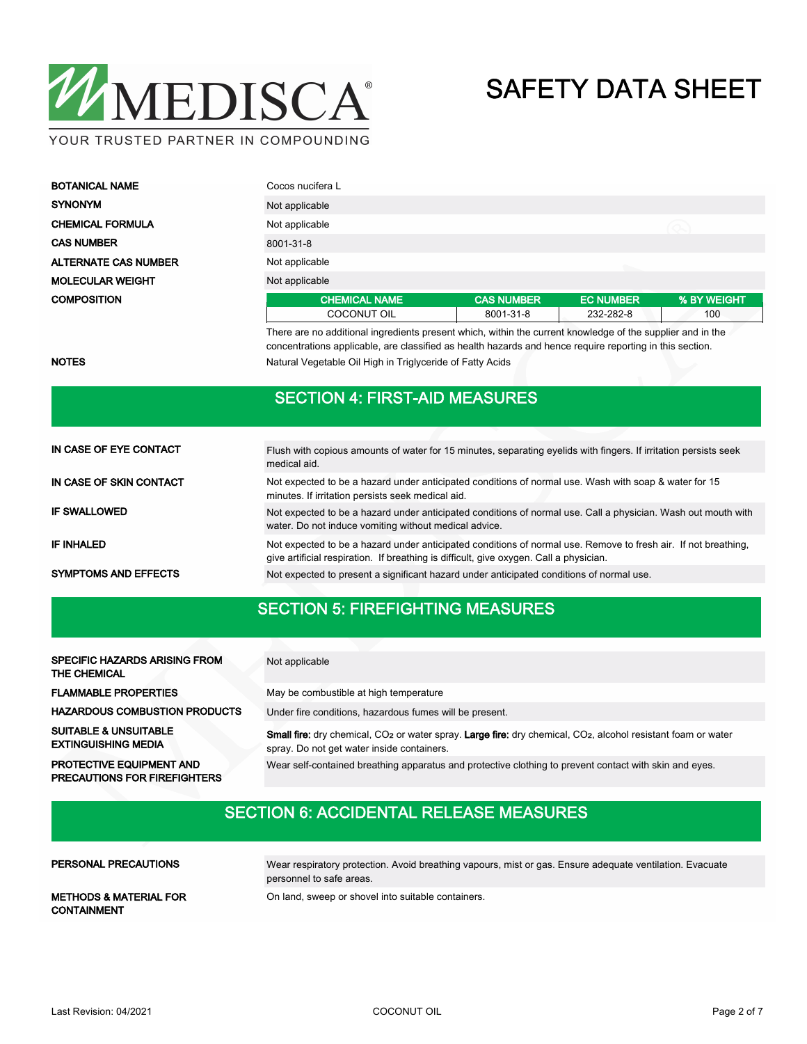# SAFETY DATA SHEET

| | |
|---|---|
| **BOTANICAL NAME** | Cocos nucifera L |
| **SYNONYM** | Not applicable |
| **CHEMICAL FORMULA** | Not applicable |
| **CAS NUMBER** | 8001-31-8 |
| **ALTERNATE CAS NUMBER** | Not applicable |
| **MOLECULAR WEIGHT** | Not applicable |

**COMPOSITION**

| CHEMICAL NAME | CAS NUMBER | EC NUMBER | % BY WEIGHT |
|---|---|---|---|
| COCONUT OIL | 8001-31-8 | 232-282-8 | 100 |

There are no additional ingredients present which, within the current knowledge of the supplier and in the concentrations applicable, are classified as health hazards and hence require reporting in this section.

**NOTES**: Natural Vegetable Oil High in Triglyceride of Fatty Acids

## SECTION 4: FIRST-AID MEASURES

| | |
|---|---|
| **IN CASE OF EYE CONTACT** | Flush with copious amounts of water for 15 minutes, separating eyelids with fingers. If irritation persists seek medical aid. |
| **IN CASE OF SKIN CONTACT** | Not expected to be a hazard under anticipated conditions of normal use. Wash with soap & water for 15 minutes. If irritation persists seek medical aid. |
| **IF SWALLOWED** | Not expected to be a hazard under anticipated conditions of normal use. Call a physician. Wash out mouth with water. Do not induce vomiting without medical advice. |
| **IF INHALED** | Not expected to be a hazard under anticipated conditions of normal use. Remove to fresh air. If not breathing, give artificial respiration. If breathing is difficult, give oxygen. Call a physician. |
| **SYMPTOMS AND EFFECTS** | Not expected to present a significant hazard under anticipated conditions of normal use. |

## SECTION 5: FIREFIGHTING MEASURES

| | |
|---|---|
| **SPECIFIC HAZARDS ARISING FROM THE CHEMICAL** | Not applicable |
| **FLAMMABLE PROPERTIES** | May be combustible at high temperature |
| **HAZARDOUS COMBUSTION PRODUCTS** | Under fire conditions, hazardous fumes will be present. |
| **SUITABLE & UNSUITABLE EXTINGUISHING MEDIA** | **Small fire:** dry chemical, $CO_2$ or water spray. **Large fire:** dry chemical, $CO_2$, alcohol resistant foam or water spray. Do not get water inside containers. |
| **PROTECTIVE EQUIPMENT AND PRECAUTIONS FOR FIREFIGHTERS** | Wear self-contained breathing apparatus and protective clothing to prevent contact with skin and eyes. |

## SECTION 6: ACCIDENTAL RELEASE MEASURES

| | |
|---|---|
| **PERSONAL PRECAUTIONS** | Wear respiratory protection. Avoid breathing vapours, mist or gas. Ensure adequate ventilation. Evacuate personnel to safe areas. |
| **METHODS & MATERIAL FOR CONTAINMENT** | On land, sweep or shovel into suitable containers. |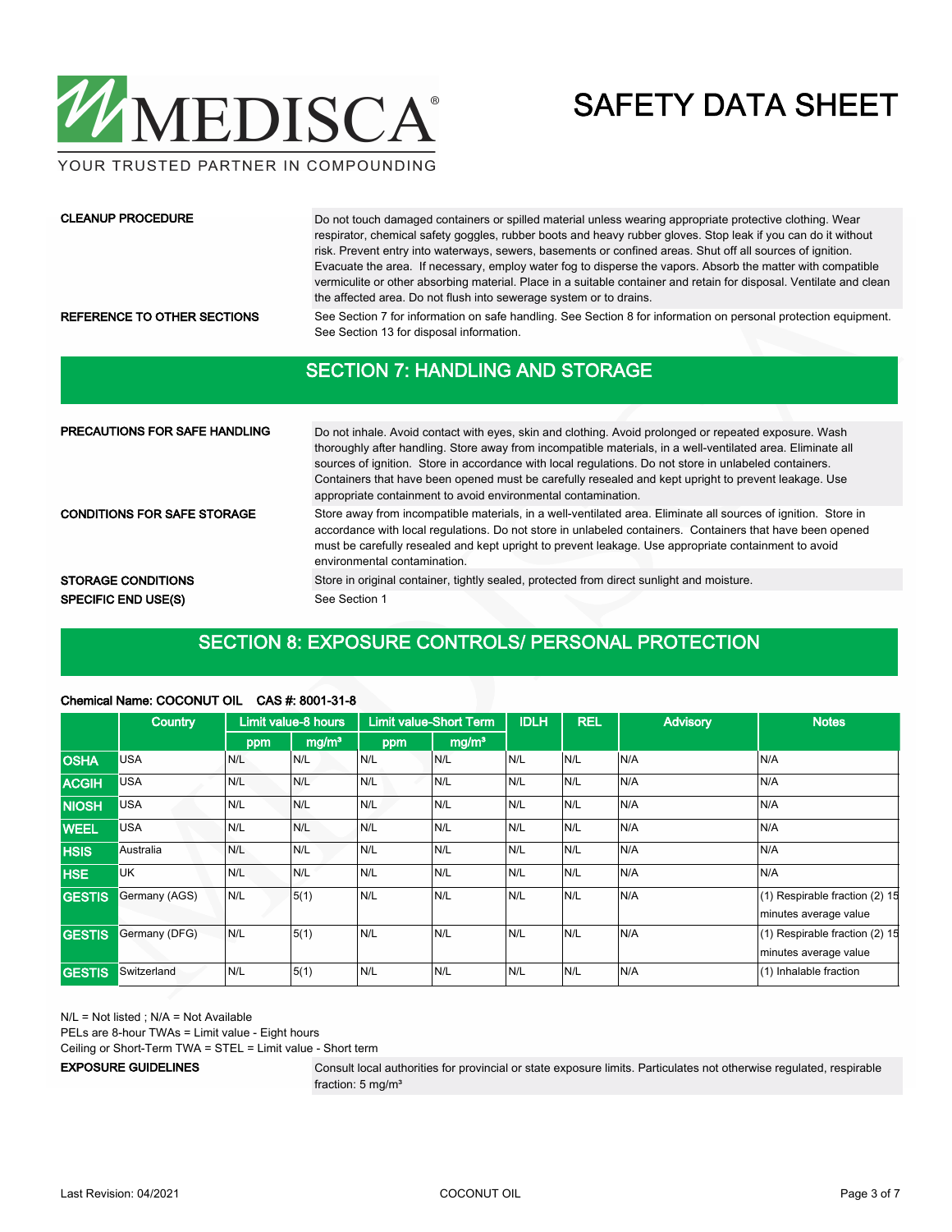**CLEANUP PROCEDURE**

Do not touch damaged containers or spilled material unless wearing appropriate protective clothing. Wear respirator, chemical safety goggles, rubber boots and heavy rubber gloves. Stop leak if you can do it without risk. Prevent entry into waterways, sewers, basements or confined areas. Shut off all sources of ignition. Evacuate the area. If necessary, employ water fog to disperse the vapors. Absorb the matter with compatible vermiculite or other absorbing material. Place in a suitable container and retain for disposal. Ventilate and clean the affected area. Do not flush into sewerage system or to drains.

**REFERENCE TO OTHER SECTIONS**

See Section 7 for information on safe handling. See Section 8 for information on personal protection equipment. See Section 13 for disposal information.

## SECTION 7: HANDLING AND STORAGE

**PRECAUTIONS FOR SAFE HANDLING**

Do not inhale. Avoid contact with eyes, skin and clothing. Avoid prolonged or repeated exposure. Wash thoroughly after handling. Store away from incompatible materials, in a well-ventilated area. Eliminate all sources of ignition. Store in accordance with local regulations. Do not store in unlabeled containers. Containers that have been opened must be carefully resealed and kept upright to prevent leakage. Use appropriate containment to avoid environmental contamination.

**CONDITIONS FOR SAFE STORAGE**

Store away from incompatible materials, in a well-ventilated area. Eliminate all sources of ignition. Store in accordance with local regulations. Do not store in unlabeled containers. Containers that have been opened must be carefully resealed and kept upright to prevent leakage. Use appropriate containment to avoid environmental contamination.

**STORAGE CONDITIONS**

Store in original container, tightly sealed, protected from direct sunlight and moisture.

**SPECIFIC END USE(S)**

See Section 1

## SECTION 8: EXPOSURE CONTROLS/ PERSONAL PROTECTION

**Chemical Name: COCONUT OIL CAS #: 8001-31-8**

| | Country | Limit value-8 hours | | Limit value-Short Term | | IDLH | REL | Advisory | Notes |
|---|---|---|---|---|---|---|---|---|---|
| | | ppm | mg/m³ | ppm | mg/m³ | | | | |
| OSHA | USA | N/L | N/L | N/L | N/L | N/L | N/L | N/A | N/A |
| ACGIH | USA | N/L | N/L | N/L | N/L | N/L | N/L | N/A | N/A |
| NIOSH | USA | N/L | N/L | N/L | N/L | N/L | N/L | N/A | N/A |
| WEEL | USA | N/L | N/L | N/L | N/L | N/L | N/L | N/A | N/A |
| HSIS | Australia | N/L | N/L | N/L | N/L | N/L | N/L | N/A | N/A |
| HSE | UK | N/L | N/L | N/L | N/L | N/L | N/L | N/A | N/A |
| GESTIS | Germany (AGS) | N/L | 5(1) | N/L | N/L | N/L | N/L | N/A | (1) Respirable fraction (2) 15 minutes average value |
| GESTIS | Germany (DFG) | N/L | 5(1) | N/L | N/L | N/L | N/L | N/A | (1) Respirable fraction (2) 15 minutes average value |
| GESTIS | Switzerland | N/L | 5(1) | N/L | N/L | N/L | N/L | N/A | (1) Inhalable fraction |

N/L = Not listed ; N/A = Not Available

PELs are 8-hour TWAs = Limit value - Eight hours

Ceiling or Short-Term TWA = STEL = Limit value - Short term

**EXPOSURE GUIDELINES**

Consult local authorities for provincial or state exposure limits. Particulates not otherwise regulated, respirable fraction: 5 mg/m³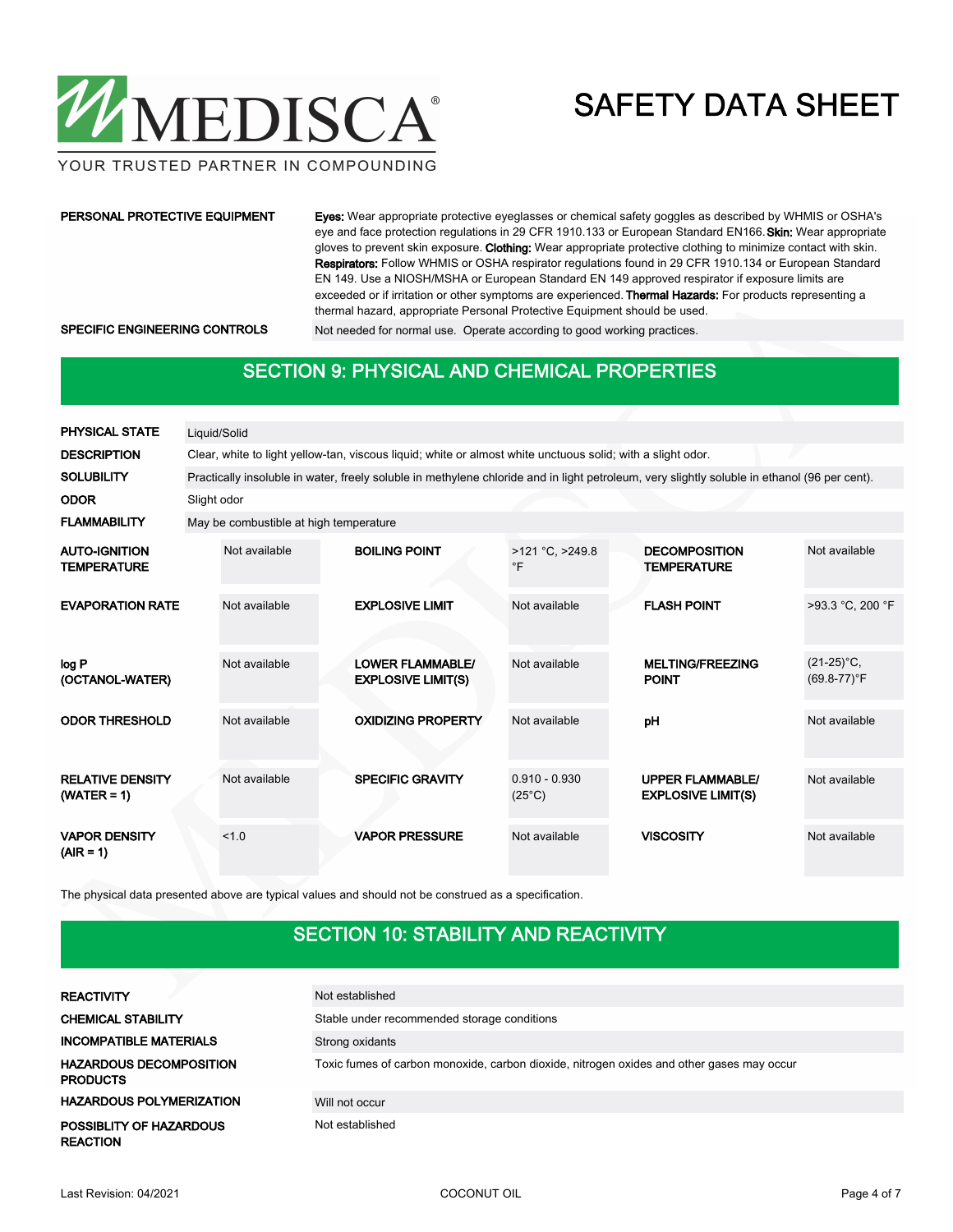| | |
|---|---|
| **PERSONAL PROTECTIVE EQUIPMENT** | **Eyes:** Wear appropriate protective eyeglasses or chemical safety goggles as described by WHMIS or OSHA's eye and face protection regulations in 29 CFR 1910.133 or European Standard EN166. **Skin:** Wear appropriate gloves to prevent skin exposure. **Clothing:** Wear appropriate protective clothing to minimize contact with skin. **Respirators:** Follow WHMIS or OSHA respirator regulations found in 29 CFR 1910.134 or European Standard EN 149. Use a NIOSH/MSHA or European Standard EN 149 approved respirator if exposure limits are exceeded or if irritation or other symptoms are experienced. **Thermal Hazards:** For products representing a thermal hazard, appropriate Personal Protective Equipment should be used. |
| **SPECIFIC ENGINEERING CONTROLS** | Not needed for normal use. Operate according to good working practices. |

## SECTION 9: PHYSICAL AND CHEMICAL PROPERTIES

| | |
|---|---|
| **PHYSICAL STATE** | Liquid/Solid |
| **DESCRIPTION** | Clear, white to light yellow-tan, viscous liquid; white or almost white unctuous solid; with a slight odor. |
| **SOLUBILITY** | Practically insoluble in water, freely soluble in methylene chloride and in light petroleum, very slightly soluble in ethanol (96 per cent). |
| **ODOR** | Slight odor |
| **FLAMMABILITY** | May be combustible at high temperature |

| | | | | | |
|---|---|---|---|---|---|
| **AUTO-IGNITION TEMPERATURE** | Not available | **BOILING POINT** | >121 °C, >249.8 °F | **DECOMPOSITION TEMPERATURE** | Not available |
| **EVAPORATION RATE** | Not available | **EXPLOSIVE LIMIT** | Not available | **FLASH POINT** | >93.3 °C, 200 °F |
| **log P (OCTANOL-WATER)** | Not available | **LOWER FLAMMABLE/ EXPLOSIVE LIMIT(S)** | Not available | **MELTING/FREEZING POINT** | (21-25)°C, (69.8-77)°F |
| **ODOR THRESHOLD** | Not available | **OXIDIZING PROPERTY** | Not available | **pH** | Not available |
| **RELATIVE DENSITY (WATER = 1)** | Not available | **SPECIFIC GRAVITY** | 0.910 - 0.930 (25°C) | **UPPER FLAMMABLE/ EXPLOSIVE LIMIT(S)** | Not available |
| **VAPOR DENSITY (AIR = 1)** | <1.0 | **VAPOR PRESSURE** | Not available | **VISCOSITY** | Not available |

The physical data presented above are typical values and should not be construed as a specification.

## SECTION 10: STABILITY AND REACTIVITY

| | |
|---|---|
| **REACTIVITY** | Not established |
| **CHEMICAL STABILITY** | Stable under recommended storage conditions |
| **INCOMPATIBLE MATERIALS** | Strong oxidants |
| **HAZARDOUS DECOMPOSITION PRODUCTS** | Toxic fumes of carbon monoxide, carbon dioxide, nitrogen oxides and other gases may occur |
| **HAZARDOUS POLYMERIZATION** | Will not occur |
| **POSSIBLITY OF HAZARDOUS REACTION** | Not established |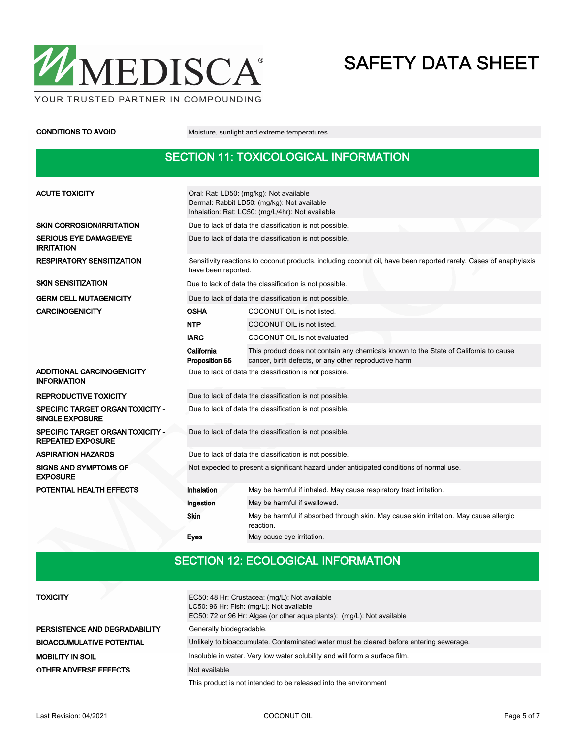| | |
|---|---|
| **CONDITIONS TO AVOID** | Moisture, sunlight and extreme temperatures |

## SECTION 11: TOXICOLOGICAL INFORMATION

| | | |
|---|---|---|
| **ACUTE TOXICITY** | Oral: Rat: LD50: (mg/kg): Not available<br>Dermal: Rabbit LD50: (mg/kg): Not available<br>Inhalation: Rat: LC50: (mg/L/4hr): Not available | |
| **SKIN CORROSION/IRRITATION** | Due to lack of data the classification is not possible. | |
| **SERIOUS EYE DAMAGE/EYE IRRITATION** | Due to lack of data the classification is not possible. | |
| **RESPIRATORY SENSITIZATION** | Sensitivity reactions to coconut products, including coconut oil, have been reported rarely. Cases of anaphylaxis have been reported. | |
| **SKIN SENSITIZATION** | Due to lack of data the classification is not possible. | |
| **GERM CELL MUTAGENICITY** | Due to lack of data the classification is not possible. | |
| **CARCINOGENICITY** | **OSHA** | COCONUT OIL is not listed. |
| | **NTP** | COCONUT OIL is not listed. |
| | **IARC** | COCONUT OIL is not evaluated. |
| | **California Proposition 65** | This product does not contain any chemicals known to the State of California to cause cancer, birth defects, or any other reproductive harm. |
| **ADDITIONAL CARCINOGENICITY INFORMATION** | Due to lack of data the classification is not possible. | |
| **REPRODUCTIVE TOXICITY** | Due to lack of data the classification is not possible. | |
| **SPECIFIC TARGET ORGAN TOXICITY - SINGLE EXPOSURE** | Due to lack of data the classification is not possible. | |
| **SPECIFIC TARGET ORGAN TOXICITY - REPEATED EXPOSURE** | Due to lack of data the classification is not possible. | |
| **ASPIRATION HAZARDS** | Due to lack of data the classification is not possible. | |
| **SIGNS AND SYMPTOMS OF EXPOSURE** | Not expected to present a significant hazard under anticipated conditions of normal use. | |
| **POTENTIAL HEALTH EFFECTS** | **Inhalation** | May be harmful if inhaled. May cause respiratory tract irritation. |
| | **Ingestion** | May be harmful if swallowed. |
| | **Skin** | May be harmful if absorbed through skin. May cause skin irritation. May cause allergic reaction. |
| | **Eyes** | May cause eye irritation. |

## SECTION 12: ECOLOGICAL INFORMATION

| | |
|---|---|
| **TOXICITY** | EC50: 48 Hr: Crustacea: (mg/L): Not available<br>LC50: 96 Hr: Fish: (mg/L): Not available<br>EC50: 72 or 96 Hr: Algae (or other aqua plants): (mg/L): Not available |
| **PERSISTENCE AND DEGRADABILITY** | Generally biodegradable. |
| **BIOACCUMULATIVE POTENTIAL** | Unlikely to bioaccumulate. Contaminated water must be cleared before entering sewerage. |
| **MOBILITY IN SOIL** | Insoluble in water. Very low water solubility and will form a surface film. |
| **OTHER ADVERSE EFFECTS** | Not available |
| | This product is not intended to be released into the environment |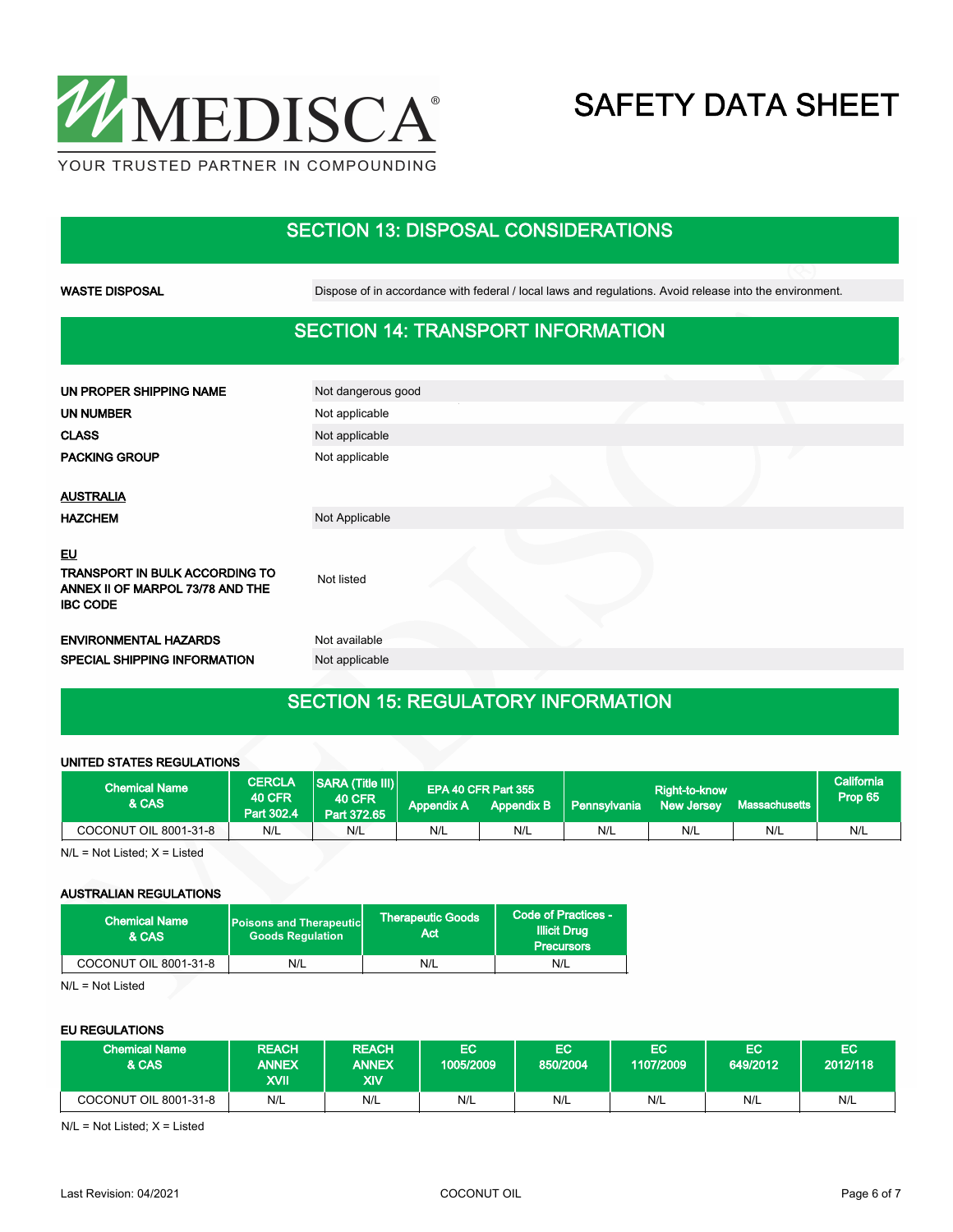## SECTION 13: DISPOSAL CONSIDERATIONS

| | |
|---|---|
| **WASTE DISPOSAL** | Dispose of in accordance with federal / local laws and regulations. Avoid release into the environment. |

## SECTION 14: TRANSPORT INFORMATION

| | |
|---|---|
| **UN PROPER SHIPPING NAME** | Not dangerous good |
| **UN NUMBER** | Not applicable |
| **CLASS** | Not applicable |
| **PACKING GROUP** | Not applicable |

**AUSTRALIA**

| | |
|---|---|
| **HAZCHEM** | Not Applicable |

**EU**

| | |
|---|---|
| **TRANSPORT IN BULK ACCORDING TO ANNEX II OF MARPOL 73/78 AND THE IBC CODE** | Not listed |
| **ENVIRONMENTAL HAZARDS** | Not available |
| **SPECIAL SHIPPING INFORMATION** | Not applicable |

## SECTION 15: REGULATORY INFORMATION

**UNITED STATES REGULATIONS**

| Chemical Name & CAS | CERCLA 40 CFR Part 302.4 | SARA (Title III) 40 CFR Part 372.65 | EPA 40 CFR Part 355 | | Right-to-know | | | California Prop 65 |
|---|---|---|---|---|---|---|---|---|
| | | | Appendix A | Appendix B | Pennsylvania | New Jersey | Massachusetts | |
| COCONUT OIL 8001-31-8 | N/L | N/L | N/L | N/L | N/L | N/L | N/L | N/L |

N/L = Not Listed; X = Listed

**AUSTRALIAN REGULATIONS**

| Chemical Name & CAS | Poisons and Therapeutic Goods Regulation | Therapeutic Goods Act | Code of Practices - Illicit Drug Precursors |
|---|---|---|---|
| COCONUT OIL 8001-31-8 | N/L | N/L | N/L |

N/L = Not Listed

**EU REGULATIONS**

| Chemical Name & CAS | REACH ANNEX XVII | REACH ANNEX XIV | EC 1005/2009 | EC 850/2004 | EC 1107/2009 | EC 649/2012 | EC 2012/118 |
|---|---|---|---|---|---|---|---|
| COCONUT OIL 8001-31-8 | N/L | N/L | N/L | N/L | N/L | N/L | N/L |

N/L = Not Listed; X = Listed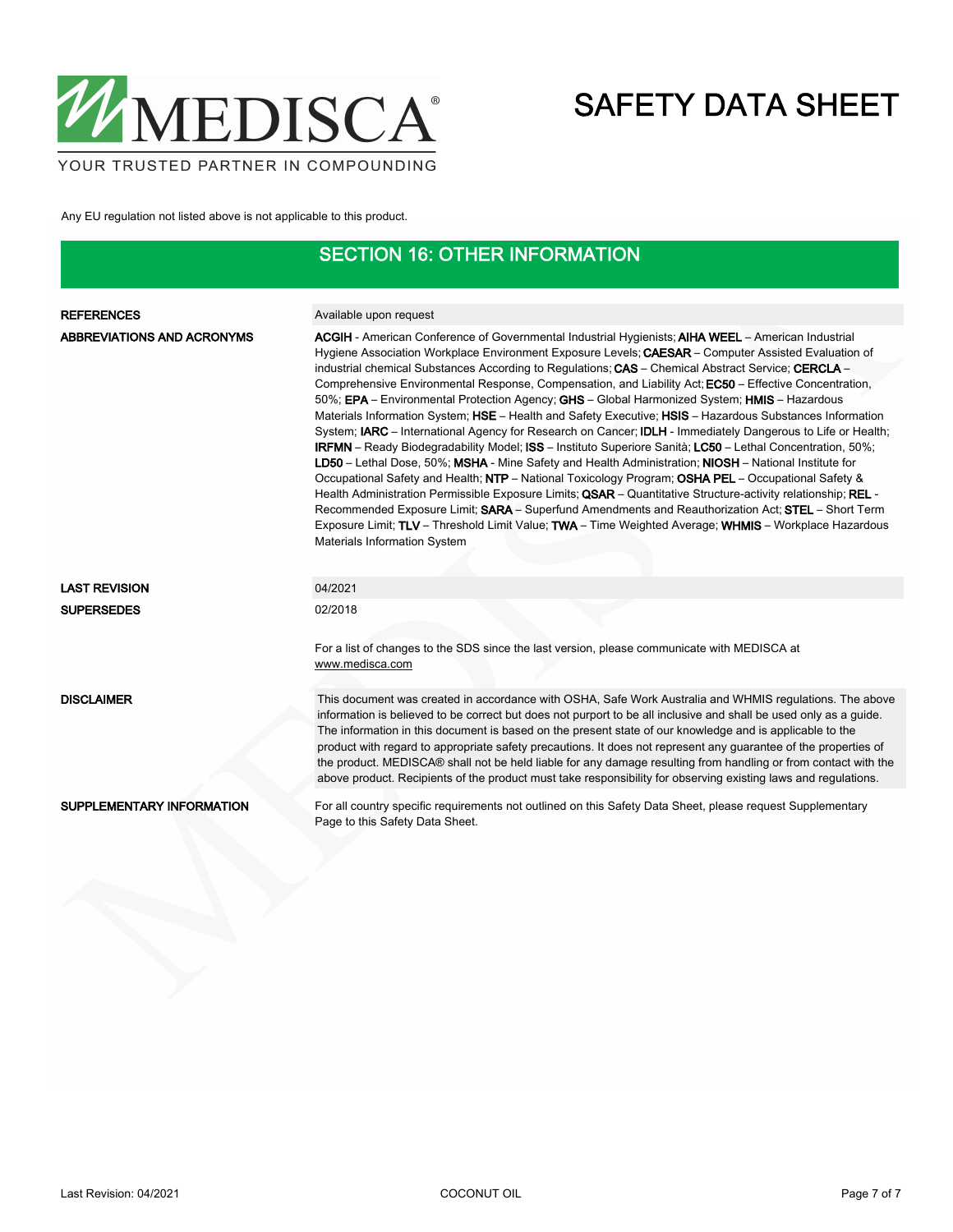Any EU regulation not listed above is not applicable to this product.

## SECTION 16: OTHER INFORMATION

| | |
|---|---|
| **REFERENCES** | Available upon request |
| **ABBREVIATIONS AND ACRONYMS** | **ACGIH** - American Conference of Governmental Industrial Hygienists; **AIHA WEEL** – American Industrial Hygiene Association Workplace Environment Exposure Levels; **CAESAR** – Computer Assisted Evaluation of industrial chemical Substances According to Regulations; **CAS** – Chemical Abstract Service; **CERCLA** – Comprehensive Environmental Response, Compensation, and Liability Act; **EC50** – Effective Concentration, 50%; **EPA** – Environmental Protection Agency; **GHS** – Global Harmonized System; **HMIS** – Hazardous Materials Information System; **HSE** – Health and Safety Executive; **HSIS** – Hazardous Substances Information System; **IARC** – International Agency for Research on Cancer; **IDLH** - Immediately Dangerous to Life or Health; **IRFMN** – Ready Biodegradability Model; **ISS** – Instituto Superiore Sanità; **LC50** – Lethal Concentration, 50%; **LD50** – Lethal Dose, 50%; **MSHA** - Mine Safety and Health Administration; **NIOSH** – National Institute for Occupational Safety and Health; **NTP** – National Toxicology Program; **OSHA PEL** – Occupational Safety & Health Administration Permissible Exposure Limits; **QSAR** – Quantitative Structure-activity relationship; **REL** - Recommended Exposure Limit; **SARA** – Superfund Amendments and Reauthorization Act; **STEL** – Short Term Exposure Limit; **TLV** – Threshold Limit Value; **TWA** – Time Weighted Average; **WHMIS** – Workplace Hazardous Materials Information System |
| **LAST REVISION** | 04/2021 |
| **SUPERSEDES** | 02/2018 |
| | For a list of changes to the SDS since the last version, please communicate with MEDISCA at www.medisca.com |
| **DISCLAIMER** | This document was created in accordance with OSHA, Safe Work Australia and WHMIS regulations. The above information is believed to be correct but does not purport to be all inclusive and shall be used only as a guide. The information in this document is based on the present state of our knowledge and is applicable to the product with regard to appropriate safety precautions. It does not represent any guarantee of the properties of the product. MEDISCA® shall not be held liable for any damage resulting from handling or from contact with the above product. Recipients of the product must take responsibility for observing existing laws and regulations. |
| **SUPPLEMENTARY INFORMATION** | For all country specific requirements not outlined on this Safety Data Sheet, please request Supplementary Page to this Safety Data Sheet. |